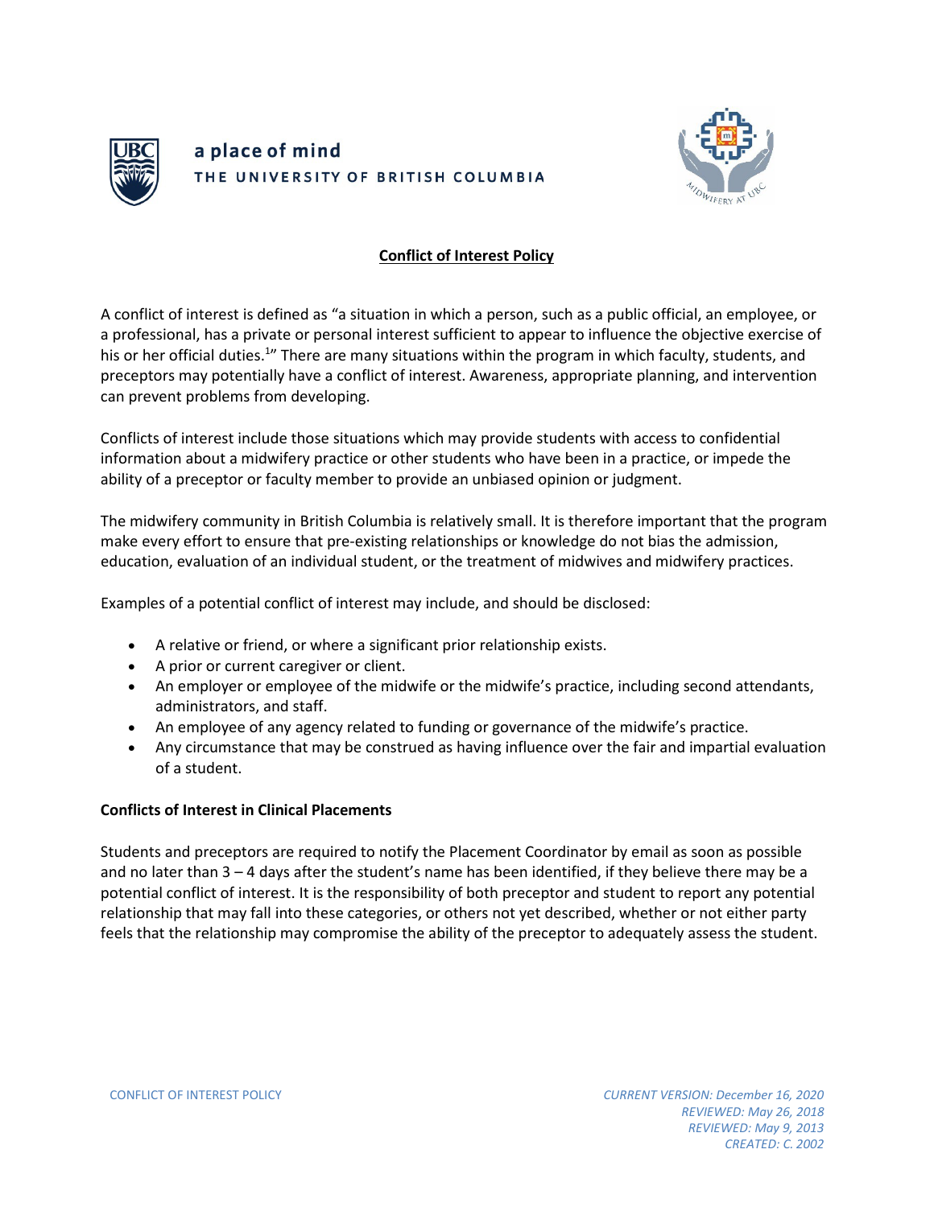a place of mind

THE UNIVERSITY OF BRITISH COLUMBIA

# Conflict of Interest Policy

A conflict of interest is defined as "a situation in which a person, such as a public official, an employee, or a professional, has a private or personal interest sufficient to appear to influence the objective exercise of his or her official duties.[1]" There are many situations within the program in which faculty, students, and preceptors may potentially have a conflict of interest. Awareness, appropriate planning, and intervention can prevent problems from developing.

Conflicts of interest include those situations which may provide students with access to confidential information about a midwifery practice or other students who have been in a practice, or impede the ability of a preceptor or faculty member to provide an unbiased opinion or judgment.

The midwifery community in British Columbia is relatively small. It is therefore important that the program make every effort to ensure that pre-existing relationships or knowledge do not bias the admission, education, evaluation of an individual student, or the treatment of midwives and midwifery practices.

Examples of a potential conflict of interest may include, and should be disclosed:

- A relative or friend, or where a significant prior relationship exists.
- A prior or current caregiver or client.
- An employer or employee of the midwife or the midwife's practice, including second attendants, administrators, and staff.
- An employee of any agency related to funding or governance of the midwife's practice.
- Any circumstance that may be construed as having influence over the fair and impartial evaluation of a student.

## Conflicts of Interest in Clinical Placements

Students and preceptors are required to notify the Placement Coordinator by email as soon as possible and no later than 3 – 4 days after the student's name has been identified, if they believe there may be a potential conflict of interest. It is the responsibility of both preceptor and student to report any potential relationship that may fall into these categories, or others not yet described, whether or not either party feels that the relationship may compromise the ability of the preceptor to adequately assess the student.

*CURRENT VERSION: December 16, 2020*
*REVIEWED: May 26, 2018*
*REVIEWED: May 9, 2013*
*CREATED: C. 2002*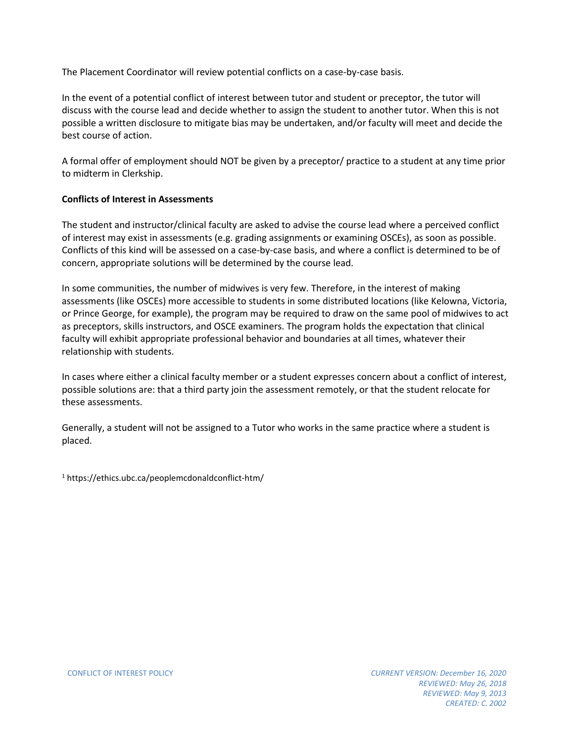The Placement Coordinator will review potential conflicts on a case-by-case basis.

In the event of a potential conflict of interest between tutor and student or preceptor, the tutor will discuss with the course lead and decide whether to assign the student to another tutor. When this is not possible a written disclosure to mitigate bias may be undertaken, and/or faculty will meet and decide the best course of action.

A formal offer of employment should NOT be given by a preceptor/ practice to a student at any time prior to midterm in Clerkship.

**Conflicts of Interest in Assessments**

The student and instructor/clinical faculty are asked to advise the course lead where a perceived conflict of interest may exist in assessments (e.g. grading assignments or examining OSCEs), as soon as possible. Conflicts of this kind will be assessed on a case-by-case basis, and where a conflict is determined to be of concern, appropriate solutions will be determined by the course lead.

In some communities, the number of midwives is very few. Therefore, in the interest of making assessments (like OSCEs) more accessible to students in some distributed locations (like Kelowna, Victoria, or Prince George, for example), the program may be required to draw on the same pool of midwives to act as preceptors, skills instructors, and OSCE examiners. The program holds the expectation that clinical faculty will exhibit appropriate professional behavior and boundaries at all times, whatever their relationship with students.

In cases where either a clinical faculty member or a student expresses concern about a conflict of interest, possible solutions are: that a third party join the assessment remotely, or that the student relocate for these assessments.

Generally, a student will not be assigned to a Tutor who works in the same practice where a student is placed.

[1] https://ethics.ubc.ca/peoplemcdonaldconflict-htm/

CONFLICT OF INTEREST POLICY

*CURRENT VERSION: December 16, 2020*
*REVIEWED: May 26, 2018*
*REVIEWED: May 9, 2013*
*CREATED: C. 2002*